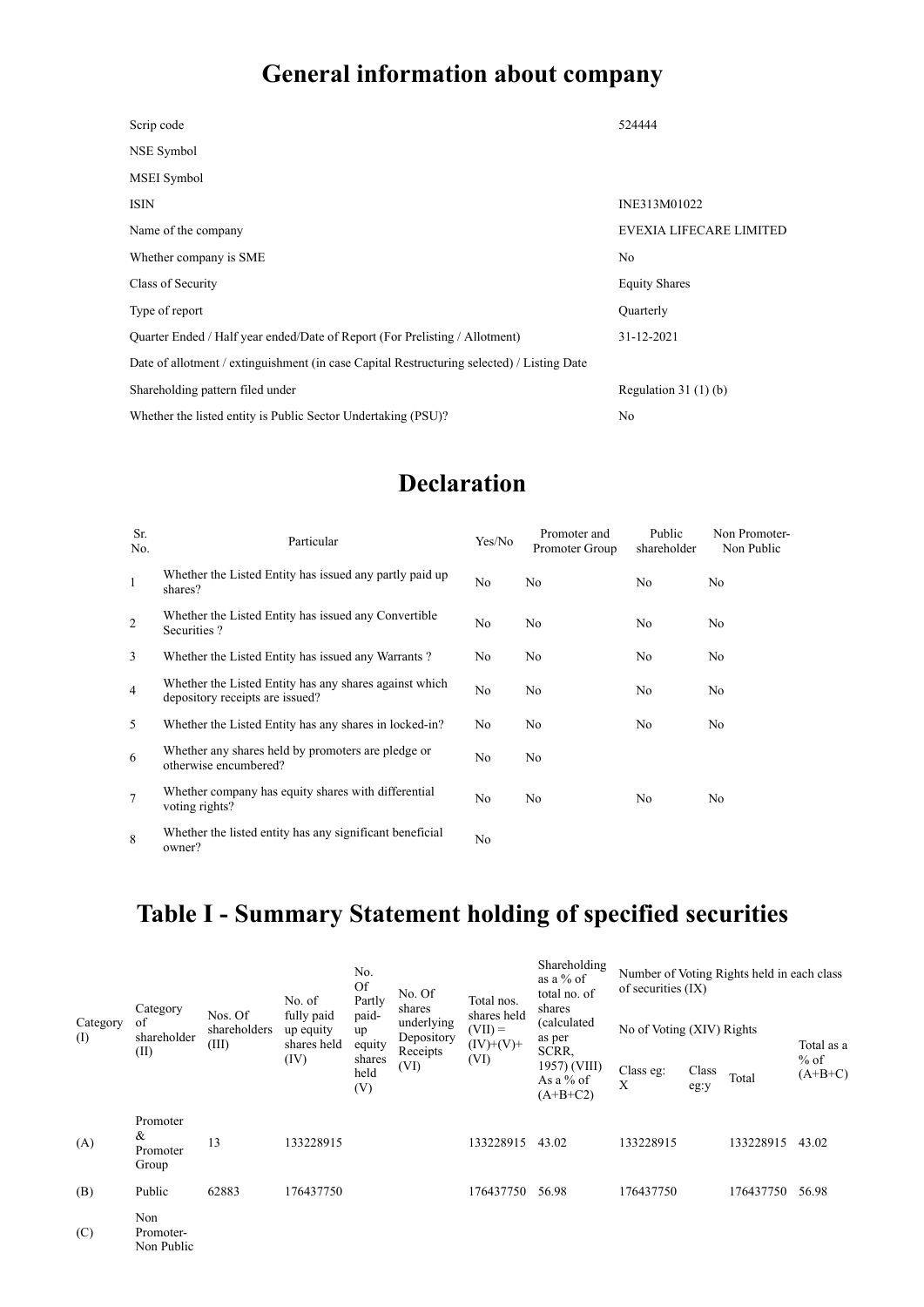# General information about company

| | |
|---|---|
| Scrip code | 524444 |
| NSE Symbol | |
| MSEI Symbol | |
| ISIN | INE313M01022 |
| Name of the company | EVEXIA LIFECARE LIMITED |
| Whether company is SME | No |
| Class of Security | Equity Shares |
| Type of report | Quarterly |
| Quarter Ended / Half year ended/Date of Report (For Prelisting / Allotment) | 31-12-2021 |
| Date of allotment / extinguishment (in case Capital Restructuring selected) / Listing Date | |
| Shareholding pattern filed under | Regulation 31 (1) (b) |
| Whether the listed entity is Public Sector Undertaking (PSU)? | No |

# Declaration

| Sr. No. | Particular | Yes/No | Promoter and Promoter Group | Public shareholder | Non Promoter- Non Public |
|---|---|---|---|---|---|
| 1 | Whether the Listed Entity has issued any partly paid up shares? | No | No | No | No |
| 2 | Whether the Listed Entity has issued any Convertible Securities ? | No | No | No | No |
| 3 | Whether the Listed Entity has issued any Warrants ? | No | No | No | No |
| 4 | Whether the Listed Entity has any shares against which depository receipts are issued? | No | No | No | No |
| 5 | Whether the Listed Entity has any shares in locked-in? | No | No | No | No |
| 6 | Whether any shares held by promoters are pledge or otherwise encumbered? | No | No | | |
| 7 | Whether company has equity shares with differential voting rights? | No | No | No | No |
| 8 | Whether the listed entity has any significant beneficial owner? | No | | | |

# Table I - Summary Statement holding of specified securities

| Category (I) | Category of shareholder (II) | Nos. Of shareholders (III) | No. of fully paid up equity shares held (IV) | No. Of Partly paid-up equity shares held (V) | No. Of shares underlying Depository Receipts (VI) | Total nos. shares held (VII) = (IV)+(V)+ (VI) | Shareholding as a % of total no. of shares (calculated as per SCRR, 1957) (VIII) As a % of (A+B+C2) | Number of Voting Rights held in each class of securities (IX) | | | |
|---|---|---|---|---|---|---|---|---|---|---|---|
| | | | | | | | | No of Voting (XIV) Rights | | | Total as a % of (A+B+C) |
| | | | | | | | | Class eg: X | Class eg:y | Total | |
| (A) | Promoter & Promoter Group | 13 | 133228915 | | | 133228915 | 43.02 | 133228915 | | 133228915 | 43.02 |
| (B) | Public | 62883 | 176437750 | | | 176437750 | 56.98 | 176437750 | | 176437750 | 56.98 |
| (C) | Non Promoter- Non Public | | | | | | | | | | |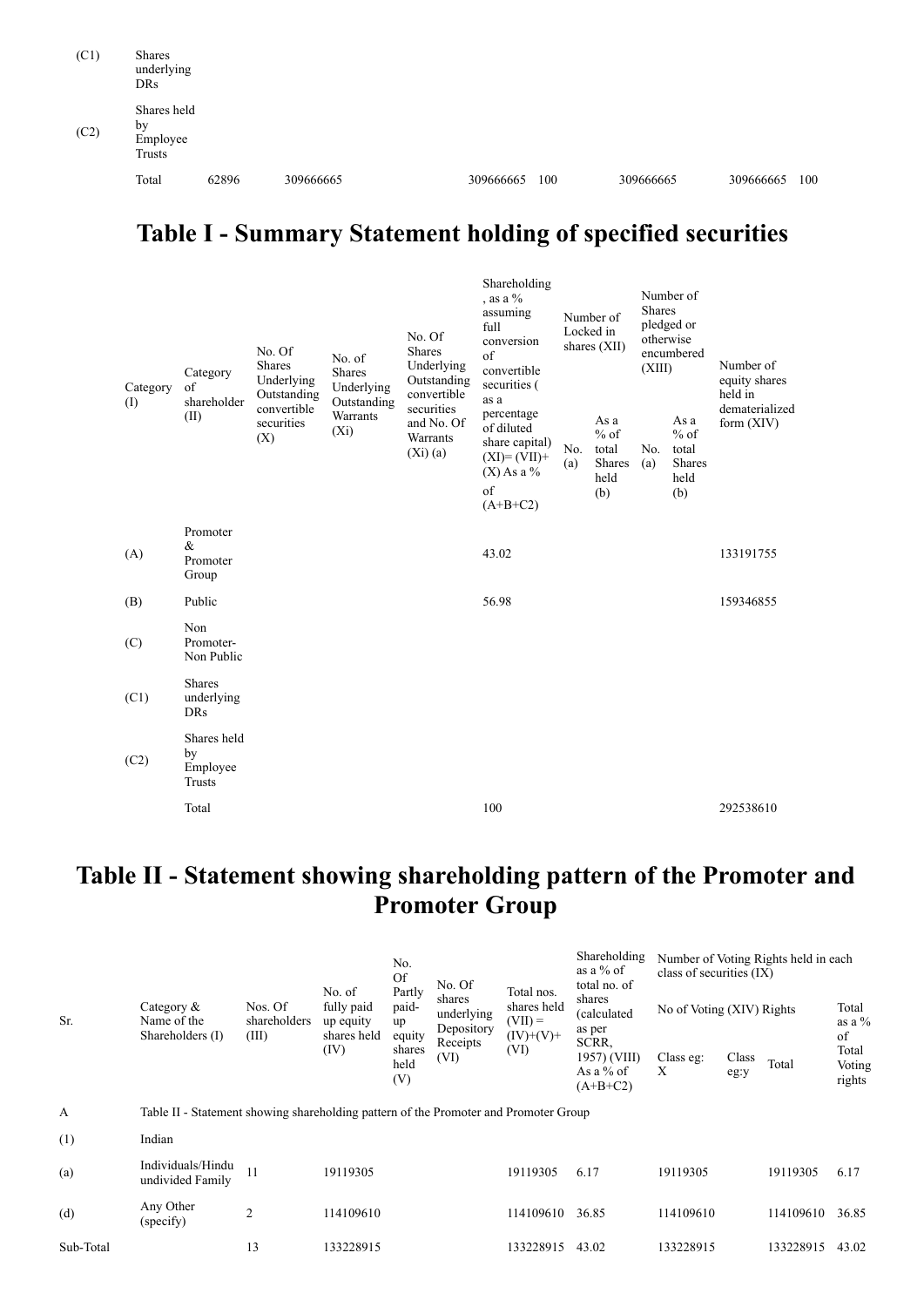| | | | | | | | | | | | | |
|---|---|---|---|---|---|---|---|---|---|---|---|---|
| (C1) | Shares underlying DRs | | | | | | | | | | | |
| (C2) | Shares held by Employee Trusts | | | | | | | | | | | |
| | Total | 62896 | 309666665 | | | 309666665 | 100 | 309666665 | | 309666665 | 100 | |

# Table I - Summary Statement holding of specified securities

| Category (I) | Category of shareholder (II) | No. Of Shares Underlying Outstanding convertible securities (X) | No. of Shares Underlying Outstanding Warrants (Xi) | No. Of Shares Underlying Outstanding convertible securities and No. Of Warrants (Xi) (a) | Shareholding , as a % assuming full conversion of convertible securities ( as a percentage of diluted share capital) (XI)= (VII)+(X) As a % of (A+B+C2) | Number of Locked in shares (XII) | | Number of Shares pledged or otherwise encumbered (XIII) | | Number of equity shares held in dematerialized form (XIV) |
|---|---|---|---|---|---|---|---|---|---|---|
| | | | | | | No. (a) | As a % of total Shares held (b) | No. (a) | As a % of total Shares held (b) | |
| (A) | Promoter & Promoter Group | | | | 43.02 | | | | | 133191755 |
| (B) | Public | | | | 56.98 | | | | | 159346855 |
| (C) | Non Promoter- Non Public | | | | | | | | | |
| (C1) | Shares underlying DRs | | | | | | | | | |
| (C2) | Shares held by Employee Trusts | | | | | | | | | |
| | Total | | | | 100 | | | | | 292538610 |

# Table II - Statement showing shareholding pattern of the Promoter and Promoter Group

| Sr. | Category & Name of the Shareholders (I) | Nos. Of shareholders (III) | No. of fully paid up equity shares held (IV) | No. Of Partly paid-up equity shares held (V) | No. Of shares underlying Depository Receipts (VI) | Total nos. shares held (VII) = (IV)+(V)+ (VI) | Shareholding as a % of total no. of shares (calculated as per SCRR, 1957) (VIII) As a % of (A+B+C2) | Number of Voting Rights held in each class of securities (IX) | | | |
|---|---|---|---|---|---|---|---|---|---|---|---|
| | | | | | | | | No of Voting (XIV) Rights | | | Total as a % of Total Voting rights |
| | | | | | | | | Class eg: X | Class eg:y | Total | |
| A | Table II - Statement showing shareholding pattern of the Promoter and Promoter Group | | | | | | | | | | |
| (1) | Indian | | | | | | | | | | |
| (a) | Individuals/Hindu undivided Family | 11 | 19119305 | | | 19119305 | 6.17 | 19119305 | | 19119305 | 6.17 |
| (d) | Any Other (specify) | 2 | 114109610 | | | 114109610 | 36.85 | 114109610 | | 114109610 | 36.85 |
| Sub-Total | | 13 | 133228915 | | | 133228915 | 43.02 | 133228915 | | 133228915 | 43.02 |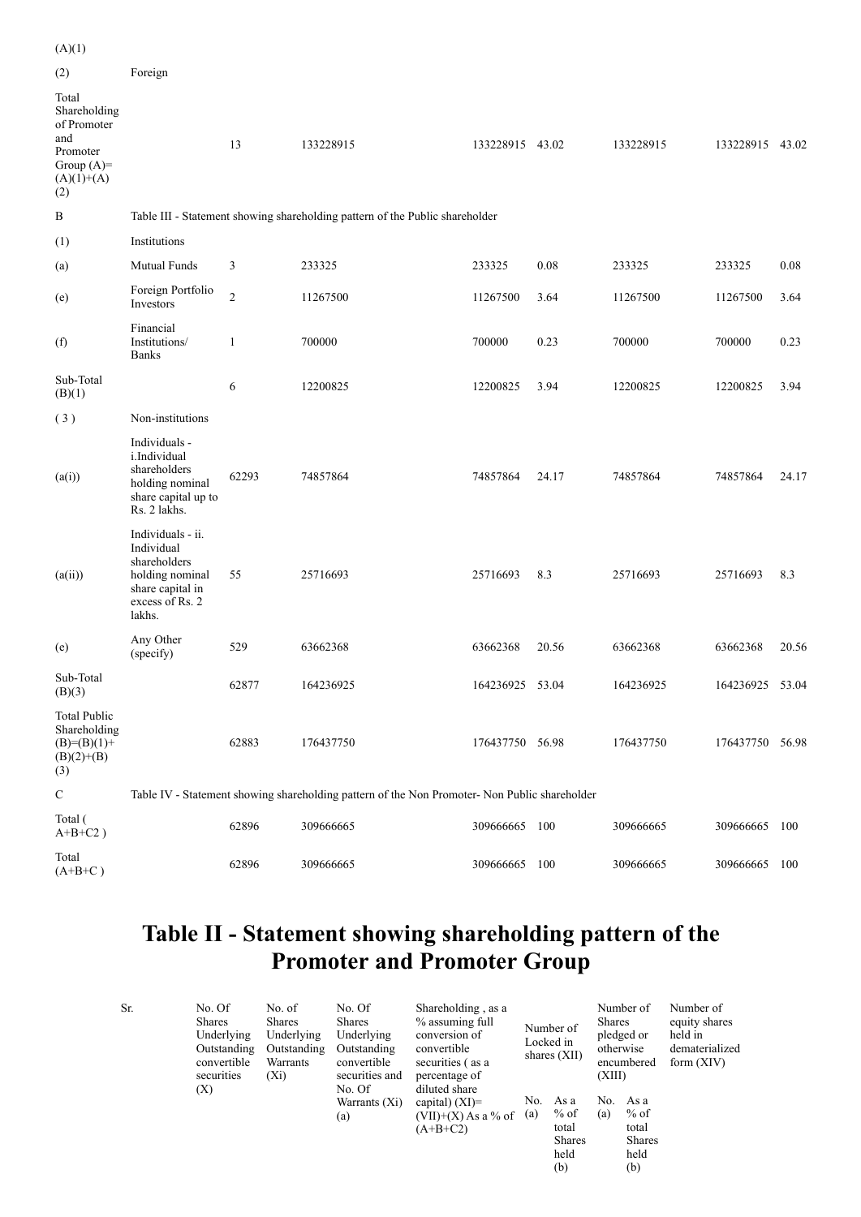| | | | | | | | | |
|---|---|---|---|---|---|---|---|---|
| (A)(1) | | | | | | | | |
| (2) | Foreign | | | | | | | |
| Total Shareholding of Promoter and Promoter Group (A)=(A)(1)+(A)(2) | | 13 | 133228915 | 133228915 | 43.02 | 133228915 | 133228915 | 43.02 |
| B | Table III - Statement showing shareholding pattern of the Public shareholder | | | | | | | |
| (1) | Institutions | | | | | | | |
| (a) | Mutual Funds | 3 | 233325 | 233325 | 0.08 | 233325 | 233325 | 0.08 |
| (e) | Foreign Portfolio Investors | 2 | 11267500 | 11267500 | 3.64 | 11267500 | 11267500 | 3.64 |
| (f) | Financial Institutions/ Banks | 1 | 700000 | 700000 | 0.23 | 700000 | 700000 | 0.23 |
| Sub-Total (B)(1) | | 6 | 12200825 | 12200825 | 3.94 | 12200825 | 12200825 | 3.94 |
| ( 3 ) | Non-institutions | | | | | | | |
| (a(i)) | Individuals - i.Individual shareholders holding nominal share capital up to Rs. 2 lakhs. | 62293 | 74857864 | 74857864 | 24.17 | 74857864 | 74857864 | 24.17 |
| (a(ii)) | Individuals - ii. Individual shareholders holding nominal share capital in excess of Rs. 2 lakhs. | 55 | 25716693 | 25716693 | 8.3 | 25716693 | 25716693 | 8.3 |
| (e) | Any Other (specify) | 529 | 63662368 | 63662368 | 20.56 | 63662368 | 63662368 | 20.56 |
| Sub-Total (B)(3) | | 62877 | 164236925 | 164236925 | 53.04 | 164236925 | 164236925 | 53.04 |
| Total Public Shareholding (B)=(B)(1)+(B)(2)+(B)(3) | | 62883 | 176437750 | 176437750 | 56.98 | 176437750 | 176437750 | 56.98 |
| C | Table IV - Statement showing shareholding pattern of the Non Promoter- Non Public shareholder | | | | | | | |
| Total ( A+B+C2 ) | | 62896 | 309666665 | 309666665 | 100 | 309666665 | 309666665 | 100 |
| Total (A+B+C ) | | 62896 | 309666665 | 309666665 | 100 | 309666665 | 309666665 | 100 |

# Table II - Statement showing shareholding pattern of the Promoter and Promoter Group

| Sr. | No. Of Shares Underlying Outstanding convertible securities (X) | No. of Shares Underlying Outstanding Warrants (Xi) | No. Of Shares Underlying Outstanding convertible securities and No. Of Warrants (Xi) (a) | Shareholding , as a % assuming full conversion of convertible securities ( as a percentage of diluted share capital) (XI)= (VII)+(X) As a % of (A+B+C2) | Number of Locked in shares (XII) | | Number of Shares pledged or otherwise encumbered (XIII) | | Number of equity shares held in dematerialized form (XIV) |
|---|---|---|---|---|---|---|---|---|---|
| | | | | | No. (a) | As a % of total Shares held (b) | No. (a) | As a % of total Shares held (b) | |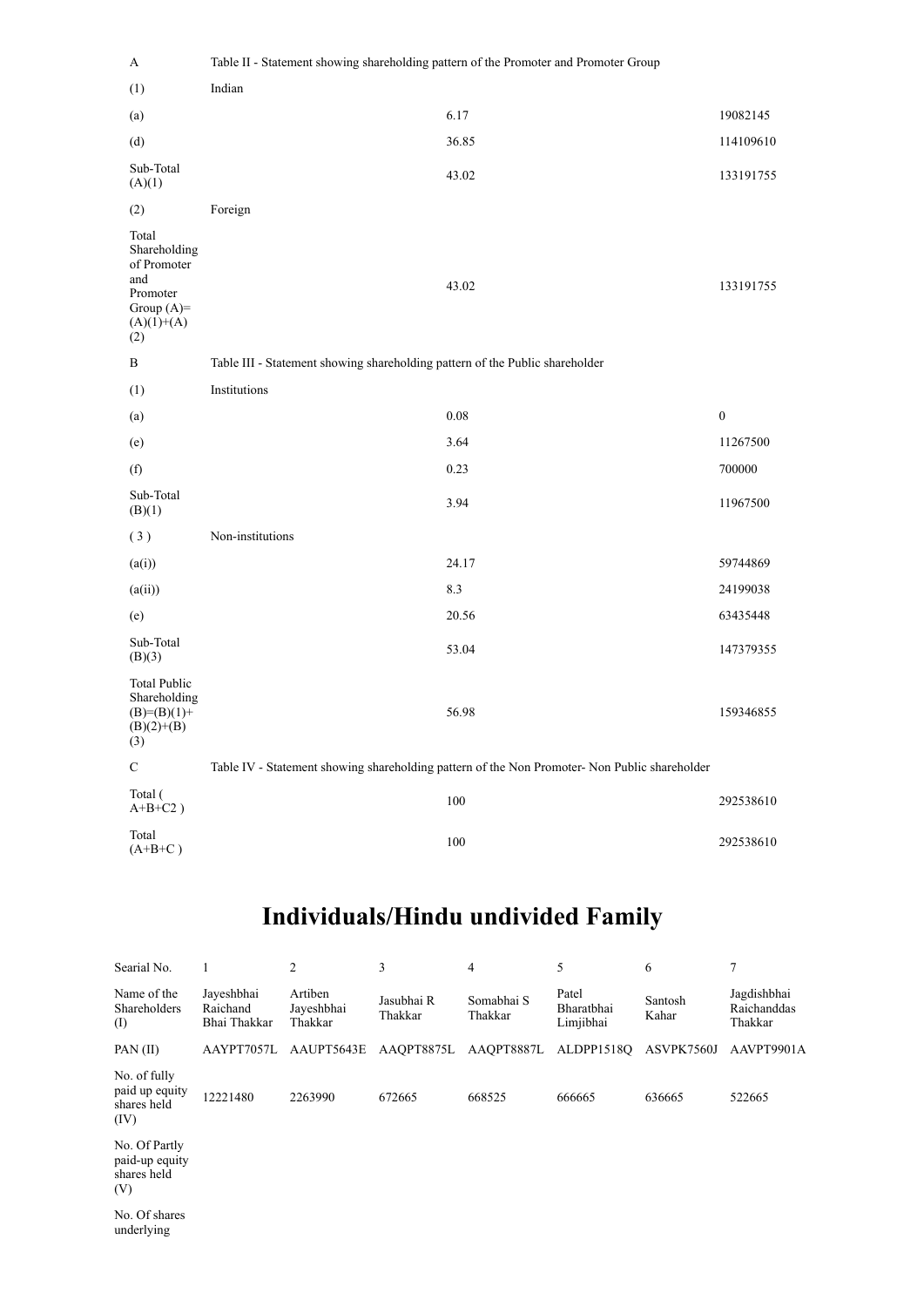| A | Table II - Statement showing shareholding pattern of the Promoter and Promoter Group | | |
|---|---|---|---|
| (1) | Indian | | |
| (a) | | 6.17 | 19082145 |
| (d) | | 36.85 | 114109610 |
| Sub-Total (A)(1) | | 43.02 | 133191755 |
| (2) | Foreign | | |
| Total Shareholding of Promoter and Promoter Group (A)=(A)(1)+(A)(2) | | 43.02 | 133191755 |
| B | Table III - Statement showing shareholding pattern of the Public shareholder | | |
| (1) | Institutions | | |
| (a) | | 0.08 | 0 |
| (e) | | 3.64 | 11267500 |
| (f) | | 0.23 | 700000 |
| Sub-Total (B)(1) | | 3.94 | 11967500 |
| ( 3 ) | Non-institutions | | |
| (a(i)) | | 24.17 | 59744869 |
| (a(ii)) | | 8.3 | 24199038 |
| (e) | | 20.56 | 63435448 |
| Sub-Total (B)(3) | | 53.04 | 147379355 |
| Total Public Shareholding (B)=(B)(1)+(B)(2)+(B)(3) | | 56.98 | 159346855 |
| C | Table IV - Statement showing shareholding pattern of the Non Promoter- Non Public shareholder | | |
| Total ( A+B+C2 ) | | 100 | 292538610 |
| Total (A+B+C ) | | 100 | 292538610 |

# Individuals/Hindu undivided Family

| Searial No. | 1 | 2 | 3 | 4 | 5 | 6 | 7 |
|---|---|---|---|---|---|---|---|
| Name of the Shareholders (I) | Jayeshbhai Raichand Bhai Thakkar | Artiben Jayeshbhai Thakkar | Jasubhai R Thakkar | Somabhai S Thakkar | Patel Bharatbhai Limjibhai | Santosh Kahar | Jagdishbhai Raichanddas Thakkar |
| PAN (II) | AAYPT7057L | AAUPT5643E | AAQPT8875L | AAQPT8887L | ALDPP1518Q | ASVPK7560J | AAVPT9901A |
| No. of fully paid up equity shares held (IV) | 12221480 | 2263990 | 672665 | 668525 | 666665 | 636665 | 522665 |
| No. Of Partly paid-up equity shares held (V) | | | | | | | |
| No. Of shares underlying | | | | | | | |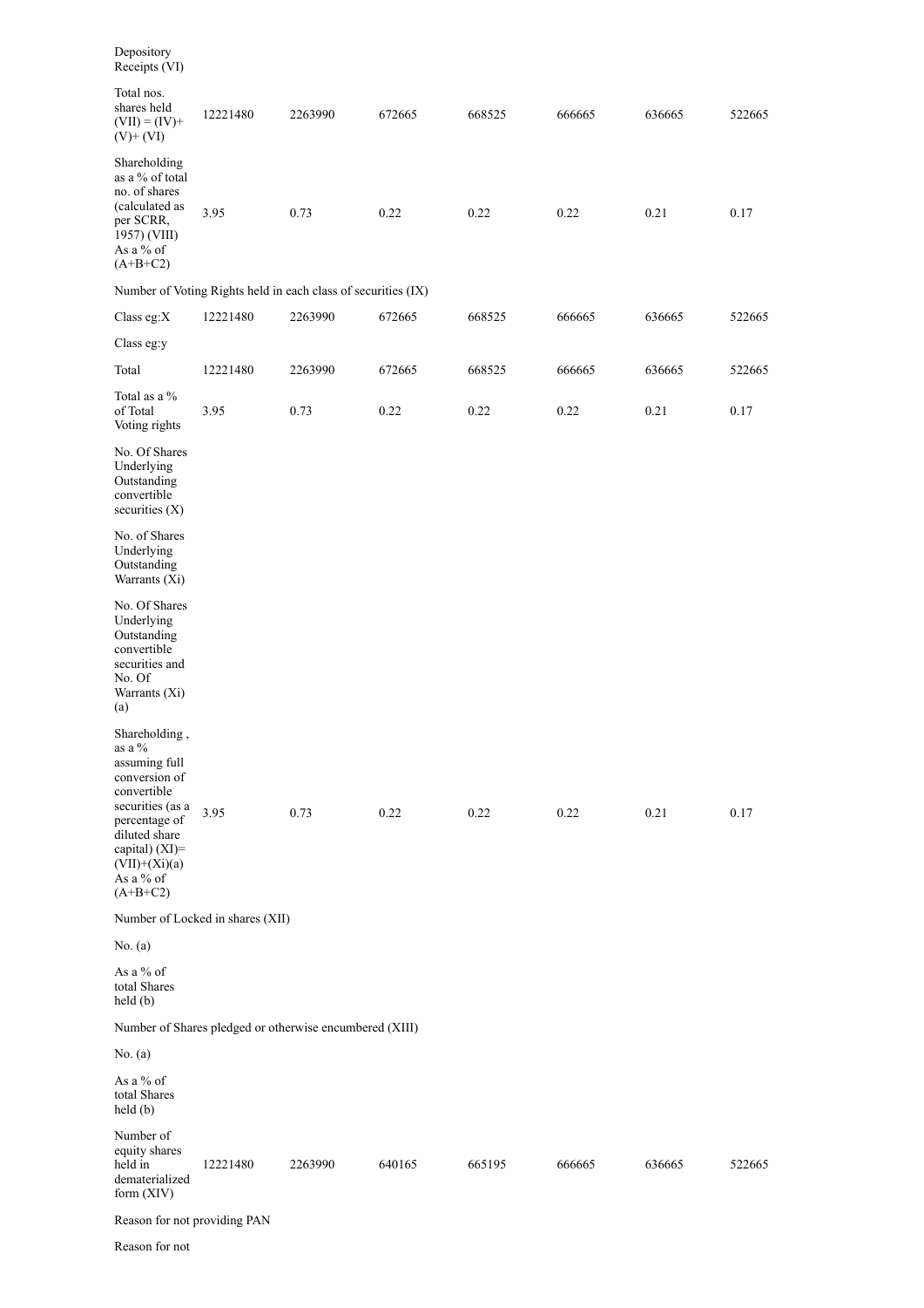| Depository Receipts (VI) | | | | | | | |
|---|---|---|---|---|---|---|---|
| Total nos. shares held (VII) = (IV)+ (V)+ (VI) | 12221480 | 2263990 | 672665 | 668525 | 666665 | 636665 | 522665 |
| Shareholding as a % of total no. of shares (calculated as per SCRR, 1957) (VIII) As a % of (A+B+C2) | 3.95 | 0.73 | 0.22 | 0.22 | 0.22 | 0.21 | 0.17 |
| Number of Voting Rights held in each class of securities (IX) | | | | | | | |
| Class eg:X | 12221480 | 2263990 | 672665 | 668525 | 666665 | 636665 | 522665 |
| Class eg:y | | | | | | | |
| Total | 12221480 | 2263990 | 672665 | 668525 | 666665 | 636665 | 522665 |
| Total as a % of Total Voting rights | 3.95 | 0.73 | 0.22 | 0.22 | 0.22 | 0.21 | 0.17 |
| No. Of Shares Underlying Outstanding convertible securities (X) | | | | | | | |
| No. of Shares Underlying Outstanding Warrants (Xi) | | | | | | | |
| No. Of Shares Underlying Outstanding convertible securities and No. Of Warrants (Xi) (a) | | | | | | | |
| Shareholding , as a % assuming full conversion of convertible securities (as a percentage of diluted share capital) (XI)= (VII)+(Xi)(a) As a % of (A+B+C2) | 3.95 | 0.73 | 0.22 | 0.22 | 0.22 | 0.21 | 0.17 |
| Number of Locked in shares (XII) | | | | | | | |
| No. (a) | | | | | | | |
| As a % of total Shares held (b) | | | | | | | |
| Number of Shares pledged or otherwise encumbered (XIII) | | | | | | | |
| No. (a) | | | | | | | |
| As a % of total Shares held (b) | | | | | | | |
| Number of equity shares held in dematerialized form (XIV) | 12221480 | 2263990 | 640165 | 665195 | 666665 | 636665 | 522665 |
| Reason for not providing PAN | | | | | | | |
| Reason for not | | | | | | | |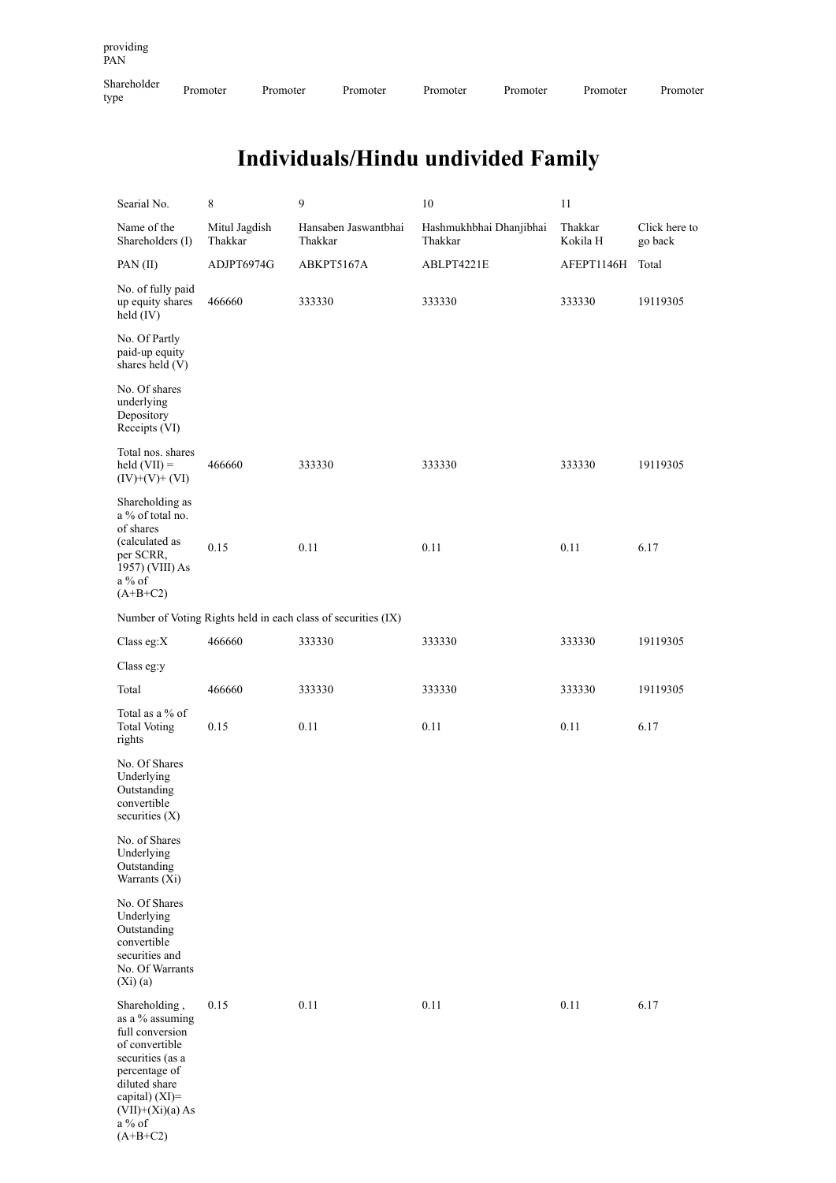| providing PAN | | | | | | | |
|---|---|---|---|---|---|---|---|
| Shareholder type | Promoter | Promoter | Promoter | Promoter | Promoter | Promoter | Promoter |

# Individuals/Hindu undivided Family

| Searial No. | 8 | 9 | 10 | 11 | |
|---|---|---|---|---|---|
| Name of the Shareholders (I) | Mitul Jagdish Thakkar | Hansaben Jaswantbhai Thakkar | Hashmukhbhai Dhanjibhai Thakkar | Thakkar Kokila H | Click here to go back |
| PAN (II) | ADJPT6974G | ABKPT5167A | ABLPT4221E | AFEPT1146H | Total |
| No. of fully paid up equity shares held (IV) | 466660 | 333330 | 333330 | 333330 | 19119305 |
| No. Of Partly paid-up equity shares held (V) | | | | | |
| No. Of shares underlying Depository Receipts (VI) | | | | | |
| Total nos. shares held (VII) = (IV)+(V)+ (VI) | 466660 | 333330 | 333330 | 333330 | 19119305 |
| Shareholding as a % of total no. of shares (calculated as per SCRR, 1957) (VIII) As a % of (A+B+C2) | 0.15 | 0.11 | 0.11 | 0.11 | 6.17 |
| Number of Voting Rights held in each class of securities (IX) | | | | | |
| Class eg:X | 466660 | 333330 | 333330 | 333330 | 19119305 |
| Class eg:y | | | | | |
| Total | 466660 | 333330 | 333330 | 333330 | 19119305 |
| Total as a % of Total Voting rights | 0.15 | 0.11 | 0.11 | 0.11 | 6.17 |
| No. Of Shares Underlying Outstanding convertible securities (X) | | | | | |
| No. of Shares Underlying Outstanding Warrants (Xi) | | | | | |
| No. Of Shares Underlying Outstanding convertible securities and No. Of Warrants (Xi) (a) | | | | | |
| Shareholding , as a % assuming full conversion of convertible securities (as a percentage of diluted share capital) (XI)= (VII)+(Xi)(a) As a % of (A+B+C2) | 0.15 | 0.11 | 0.11 | 0.11 | 6.17 |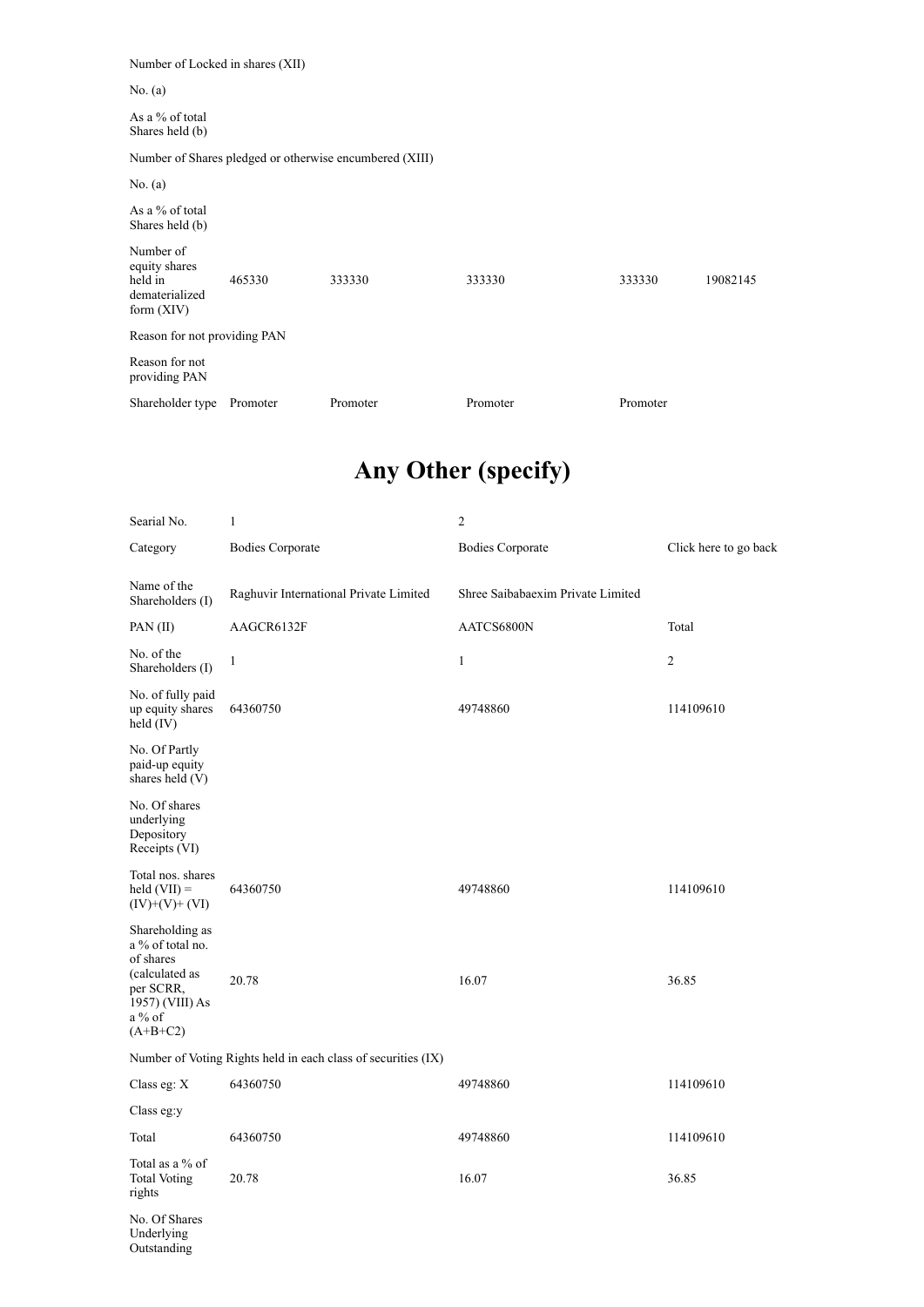| Number of Locked in shares (XII) | | | | | |
|---|---|---|---|---|---|
| No. (a) | | | | | |
| As a % of total Shares held (b) | | | | | |
| Number of Shares pledged or otherwise encumbered (XIII) | | | | | |
| No. (a) | | | | | |
| As a % of total Shares held (b) | | | | | |
| Number of equity shares held in dematerialized form (XIV) | 465330 | 333330 | 333330 | 333330 | 19082145 |
| Reason for not providing PAN | | | | | |
| Reason for not providing PAN | | | | | |
| Shareholder type | Promoter | Promoter | Promoter | Promoter | |

# Any Other (specify)

| Searial No. | 1 | 2 | |
|---|---|---|---|
| Category | Bodies Corporate | Bodies Corporate | Click here to go back |
| Name of the Shareholders (I) | Raghuvir International Private Limited | Shree Saibabaexim Private Limited | |
| PAN (II) | AAGCR6132F | AATCS6800N | Total |
| No. of the Shareholders (I) | 1 | 1 | 2 |
| No. of fully paid up equity shares held (IV) | 64360750 | 49748860 | 114109610 |
| No. Of Partly paid-up equity shares held (V) | | | |
| No. Of shares underlying Depository Receipts (VI) | | | |
| Total nos. shares held (VII) = (IV)+(V)+ (VI) | 64360750 | 49748860 | 114109610 |
| Shareholding as a % of total no. of shares (calculated as per SCRR, 1957) (VIII) As a % of (A+B+C2) | 20.78 | 16.07 | 36.85 |
| Number of Voting Rights held in each class of securities (IX) | | | |
| Class eg: X | 64360750 | 49748860 | 114109610 |
| Class eg:y | | | |
| Total | 64360750 | 49748860 | 114109610 |
| Total as a % of Total Voting rights | 20.78 | 16.07 | 36.85 |
| No. Of Shares Underlying Outstanding | | | |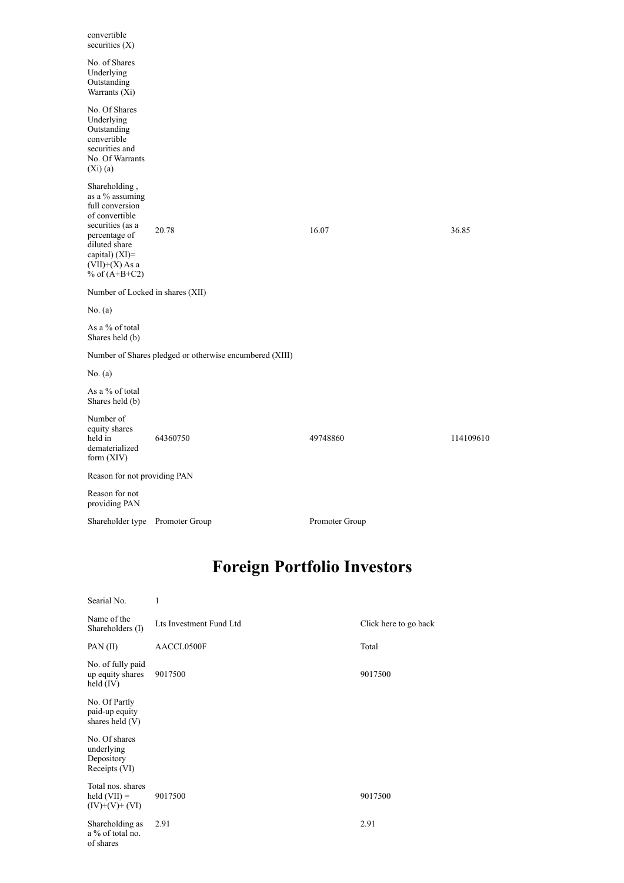| | | | |
|---|---|---|---|
| convertible securities (X) | | | |
| No. of Shares Underlying Outstanding Warrants (Xi) | | | |
| No. Of Shares Underlying Outstanding convertible securities and No. Of Warrants (Xi) (a) | | | |
| Shareholding , as a % assuming full conversion of convertible securities (as a percentage of diluted share capital) (XI)= (VII)+(X) As a % of (A+B+C2) | 20.78 | 16.07 | 36.85 |
| Number of Locked in shares (XII) | | | |
| No. (a) | | | |
| As a % of total Shares held (b) | | | |
| Number of Shares pledged or otherwise encumbered (XIII) | | | |
| No. (a) | | | |
| As a % of total Shares held (b) | | | |
| Number of equity shares held in dematerialized form (XIV) | 64360750 | 49748860 | 114109610 |
| Reason for not providing PAN | | | |
| Reason for not providing PAN | | | |
| Shareholder type | Promoter Group | Promoter Group | |

# Foreign Portfolio Investors

| Searial No. | 1 | |
|---|---|---|
| Name of the Shareholders (I) | Lts Investment Fund Ltd | Click here to go back |
| PAN (II) | AACCL0500F | Total |
| No. of fully paid up equity shares held (IV) | 9017500 | 9017500 |
| No. Of Partly paid-up equity shares held (V) | | |
| No. Of shares underlying Depository Receipts (VI) | | |
| Total nos. shares held (VII) = (IV)+(V)+ (VI) | 9017500 | 9017500 |
| Shareholding as a % of total no. of shares | 2.91 | 2.91 |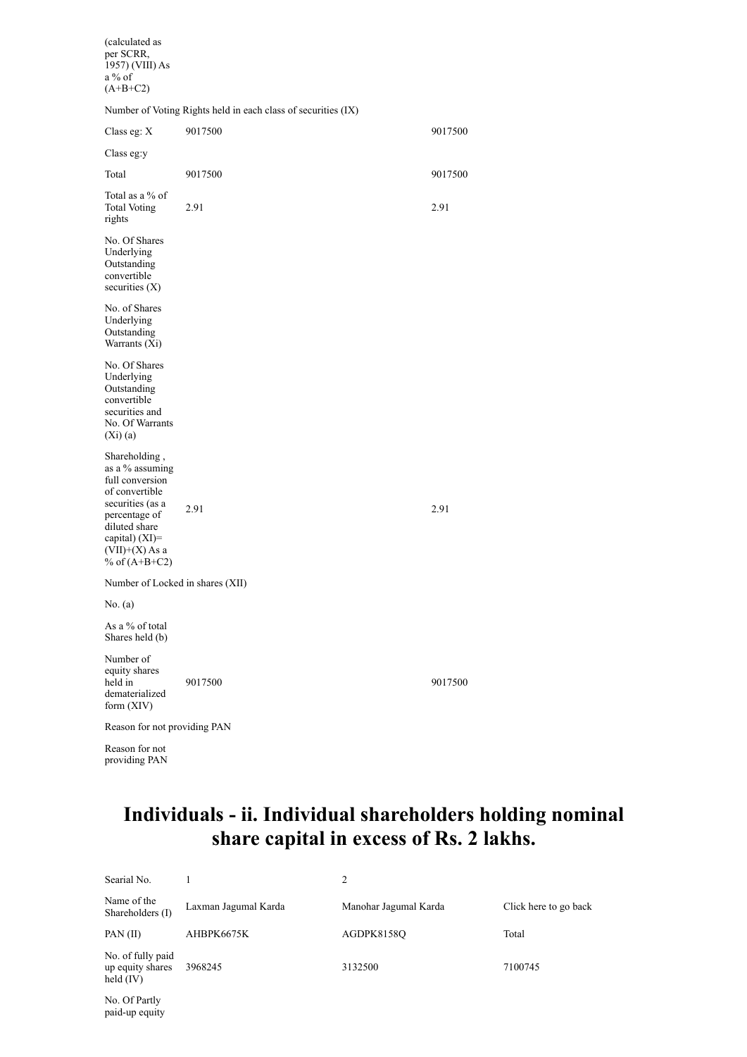| | | |
|---|---|---|
| (calculated as per SCRR, 1957) (VIII) As a % of (A+B+C2) | | |
| Number of Voting Rights held in each class of securities (IX) | | |
| Class eg: X | 9017500 | 9017500 |
| Class eg:y | | |
| Total | 9017500 | 9017500 |
| Total as a % of Total Voting rights | 2.91 | 2.91 |
| No. Of Shares Underlying Outstanding convertible securities (X) | | |
| No. of Shares Underlying Outstanding Warrants (Xi) | | |
| No. Of Shares Underlying Outstanding convertible securities and No. Of Warrants (Xi) (a) | | |
| Shareholding , as a % assuming full conversion of convertible securities (as a percentage of diluted share capital) (XI)= (VII)+(X) As a % of (A+B+C2) | 2.91 | 2.91 |
| Number of Locked in shares (XII) | | |
| No. (a) | | |
| As a % of total Shares held (b) | | |
| Number of equity shares held in dematerialized form (XIV) | 9017500 | 9017500 |
| Reason for not providing PAN | | |
| Reason for not providing PAN | | |

# Individuals - ii. Individual shareholders holding nominal share capital in excess of Rs. 2 lakhs.

| Searial No. | 1 | 2 | |
|---|---|---|---|
| Name of the Shareholders (I) | Laxman Jagumal Karda | Manohar Jagumal Karda | Click here to go back |
| PAN (II) | AHBPK6675K | AGDPK8158Q | Total |
| No. of fully paid up equity shares held (IV) | 3968245 | 3132500 | 7100745 |
| No. Of Partly paid-up equity | | | |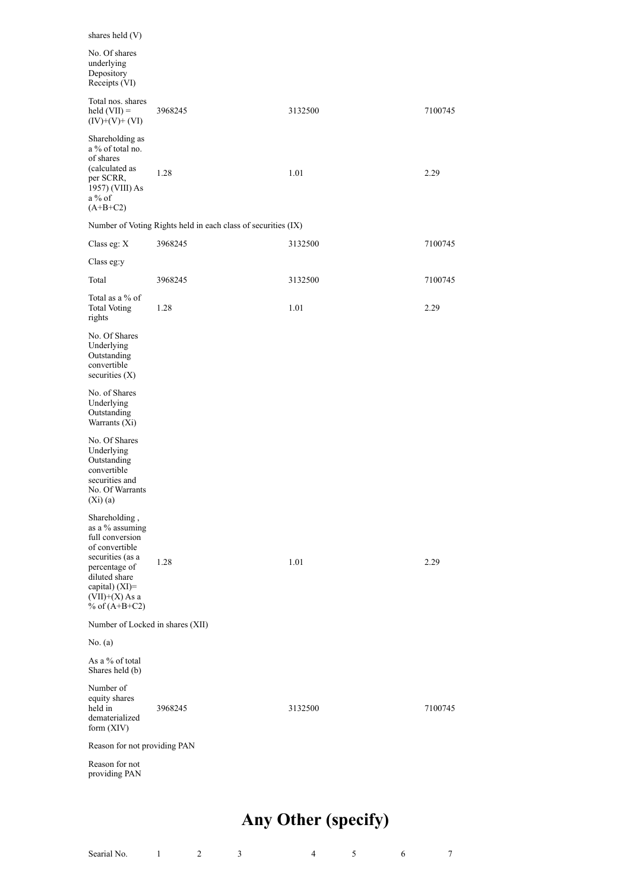| shares held (V) | | | |
|---|---|---|---|
| No. Of shares underlying Depository Receipts (VI) | | | |
| Total nos. shares held (VII) = (IV)+(V)+ (VI) | 3968245 | 3132500 | 7100745 |
| Shareholding as a % of total no. of shares (calculated as per SCRR, 1957) (VIII) As a % of (A+B+C2) | 1.28 | 1.01 | 2.29 |
| Number of Voting Rights held in each class of securities (IX) | | | |
| Class eg: X | 3968245 | 3132500 | 7100745 |
| Class eg:y | | | |
| Total | 3968245 | 3132500 | 7100745 |
| Total as a % of Total Voting rights | 1.28 | 1.01 | 2.29 |
| No. Of Shares Underlying Outstanding convertible securities (X) | | | |
| No. of Shares Underlying Outstanding Warrants (Xi) | | | |
| No. Of Shares Underlying Outstanding convertible securities and No. Of Warrants (Xi) (a) | | | |
| Shareholding , as a % assuming full conversion of convertible securities (as a percentage of diluted share capital) (XI)= (VII)+(X) As a % of (A+B+C2) | 1.28 | 1.01 | 2.29 |
| Number of Locked in shares (XII) | | | |
| No. (a) | | | |
| As a % of total Shares held (b) | | | |
| Number of equity shares held in dematerialized form (XIV) | 3968245 | 3132500 | 7100745 |
| Reason for not providing PAN | | | |
| Reason for not providing PAN | | | |

# Any Other (specify)

| Searial No. | 1 | 2 | 3 | 4 | 5 | 6 | 7 |
|---|---|---|---|---|---|---|---|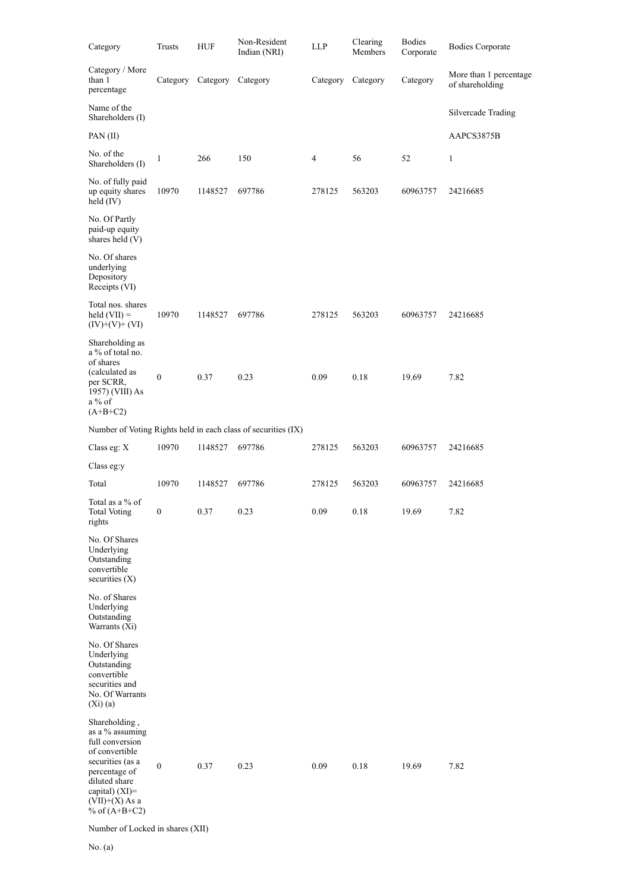| Category | Trusts | HUF | Non-Resident Indian (NRI) | LLP | Clearing Members | Bodies Corporate | Bodies Corporate |
|---|---|---|---|---|---|---|---|
| Category / More than 1 percentage | Category | Category | Category | Category | Category | Category | More than 1 percentage of shareholding |
| Name of the Shareholders (I) | | | | | | | Silvercade Trading |
| PAN (II) | | | | | | | AAPCS3875B |
| No. of the Shareholders (I) | 1 | 266 | 150 | 4 | 56 | 52 | 1 |
| No. of fully paid up equity shares held (IV) | 10970 | 1148527 | 697786 | 278125 | 563203 | 60963757 | 24216685 |
| No. Of Partly paid-up equity shares held (V) | | | | | | | |
| No. Of shares underlying Depository Receipts (VI) | | | | | | | |
| Total nos. shares held (VII) = (IV)+(V)+ (VI) | 10970 | 1148527 | 697786 | 278125 | 563203 | 60963757 | 24216685 |
| Shareholding as a % of total no. of shares (calculated as per SCRR, 1957) (VIII) As a % of (A+B+C2) | 0 | 0.37 | 0.23 | 0.09 | 0.18 | 19.69 | 7.82 |
| Number of Voting Rights held in each class of securities (IX) | | | | | | | |
| Class eg: X | 10970 | 1148527 | 697786 | 278125 | 563203 | 60963757 | 24216685 |
| Class eg:y | | | | | | | |
| Total | 10970 | 1148527 | 697786 | 278125 | 563203 | 60963757 | 24216685 |
| Total as a % of Total Voting rights | 0 | 0.37 | 0.23 | 0.09 | 0.18 | 19.69 | 7.82 |
| No. Of Shares Underlying Outstanding convertible securities (X) | | | | | | | |
| No. of Shares Underlying Outstanding Warrants (Xi) | | | | | | | |
| No. Of Shares Underlying Outstanding convertible securities and No. Of Warrants (Xi) (a) | | | | | | | |
| Shareholding , as a % assuming full conversion of convertible securities (as a percentage of diluted share capital) (XI)= (VII)+(X) As a % of (A+B+C2) | 0 | 0.37 | 0.23 | 0.09 | 0.18 | 19.69 | 7.82 |
| Number of Locked in shares (XII) | | | | | | | |
| No. (a) | | | | | | | |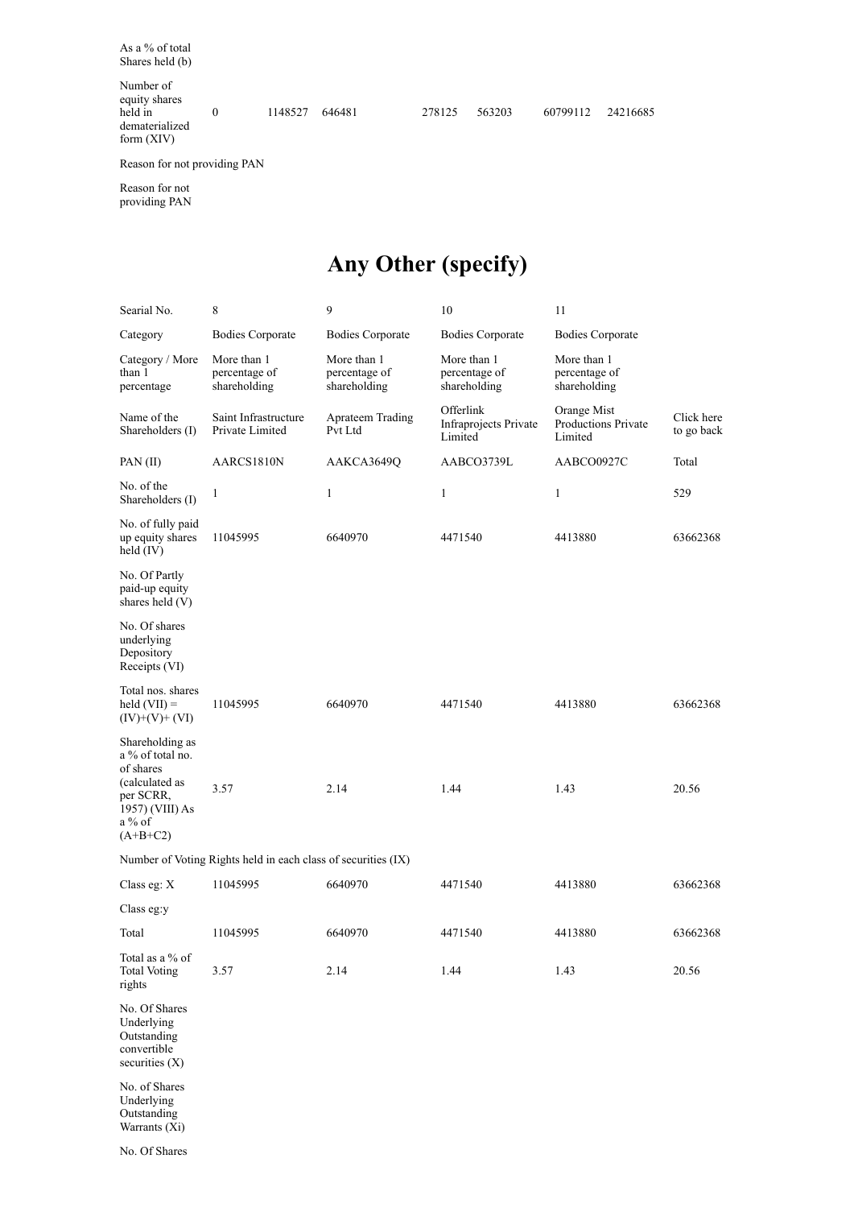| | | | | | | | |
|---|---|---|---|---|---|---|---|
| As a % of total Shares held (b) | | | | | | | |
| Number of equity shares held in dematerialized form (XIV) | 0 | 1148527 | 646481 | 278125 | 563203 | 60799112 | 24216685 |
| Reason for not providing PAN | | | | | | | |
| Reason for not providing PAN | | | | | | | |

# Any Other (specify)

| Searial No. | 8 | 9 | 10 | 11 | |
|---|---|---|---|---|---|
| Category | Bodies Corporate | Bodies Corporate | Bodies Corporate | Bodies Corporate | |
| Category / More than 1 percentage | More than 1 percentage of shareholding | More than 1 percentage of shareholding | More than 1 percentage of shareholding | More than 1 percentage of shareholding | |
| Name of the Shareholders (I) | Saint Infrastructure Private Limited | Aprateem Trading Pvt Ltd | Offerlink Infraprojects Private Limited | Orange Mist Productions Private Limited | Click here to go back |
| PAN (II) | AARCS1810N | AAKCA3649Q | AABCO3739L | AABCO0927C | Total |
| No. of the Shareholders (I) | 1 | 1 | 1 | 1 | 529 |
| No. of fully paid up equity shares held (IV) | 11045995 | 6640970 | 4471540 | 4413880 | 63662368 |
| No. Of Partly paid-up equity shares held (V) | | | | | |
| No. Of shares underlying Depository Receipts (VI) | | | | | |
| Total nos. shares held (VII) = (IV)+(V)+ (VI) | 11045995 | 6640970 | 4471540 | 4413880 | 63662368 |
| Shareholding as a % of total no. of shares (calculated as per SCRR, 1957) (VIII) As a % of (A+B+C2) | 3.57 | 2.14 | 1.44 | 1.43 | 20.56 |
| Number of Voting Rights held in each class of securities (IX) | | | | | |
| Class eg: X | 11045995 | 6640970 | 4471540 | 4413880 | 63662368 |
| Class eg:y | | | | | |
| Total | 11045995 | 6640970 | 4471540 | 4413880 | 63662368 |
| Total as a % of Total Voting rights | 3.57 | 2.14 | 1.44 | 1.43 | 20.56 |
| No. Of Shares Underlying Outstanding convertible securities (X) | | | | | |
| No. of Shares Underlying Outstanding Warrants (Xi) | | | | | |
| No. Of Shares | | | | | |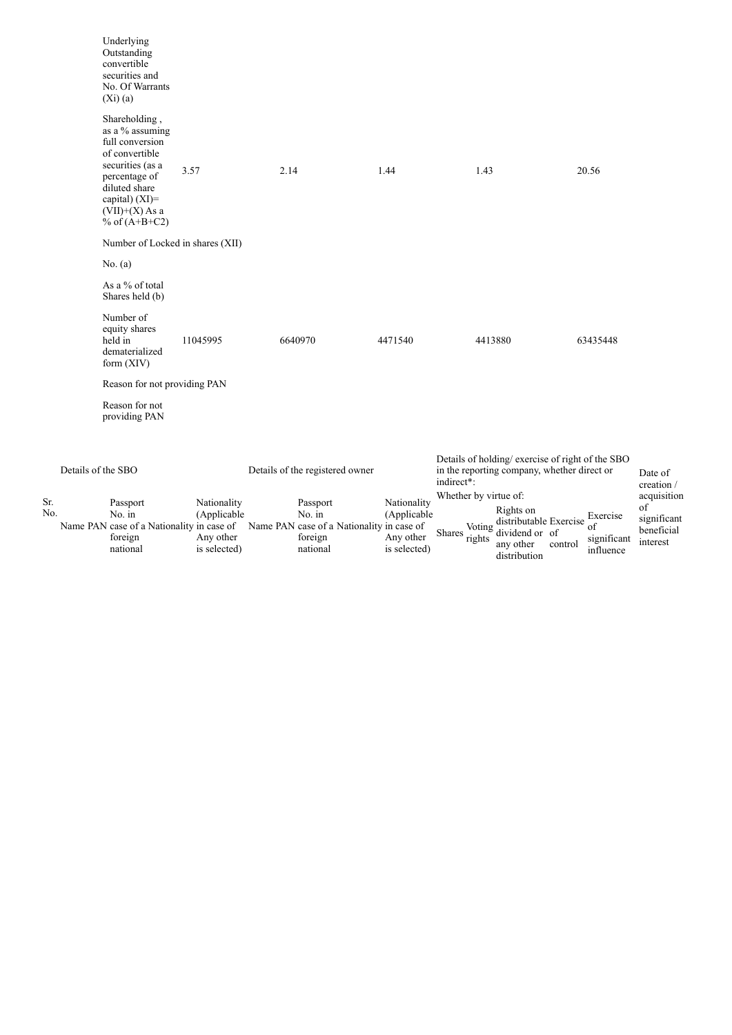| | | | | | |
|---|---|---|---|---|---|
| Underlying Outstanding convertible securities and No. Of Warrants (Xi) (a) | | | | | |
| Shareholding , as a % assuming full conversion of convertible securities (as a percentage of diluted share capital) (XI)= (VII)+(X) As a % of (A+B+C2) | 3.57 | 2.14 | 1.44 | 1.43 | 20.56 |
| Number of Locked in shares (XII) | | | | | |
| No. (a) | | | | | |
| As a % of total Shares held (b) | | | | | |
| Number of equity shares held in dematerialized form (XIV) | 11045995 | 6640970 | 4471540 | 4413880 | 63435448 |
| Reason for not providing PAN | | | | | |
| Reason for not providing PAN | | | | | |

| Sr. No. | Details of the SBO | | | | | Details of the registered owner | | | | | Details of holding/ exercise of right of the SBO in the reporting company, whether direct or indirect*: | | | | | Date of creation / acquisition of significant beneficial interest |
|---|---|---|---|---|---|---|---|---|---|---|---|---|---|---|---|---|
| | | | | | | | | | | | Whether by virtue of: | | | | | |
| | Name | PAN | Passport No. in case of a foreign national | Nationality | Nationality (Applicable in case of Any other is selected) | Name | PAN | Passport No. in case of a foreign national | Nationality | Nationality (Applicable in case of Any other is selected) | Shares | Voting rights | Rights on distributable dividend or any other distribution | Exercise of control | Exercise of significant influence | |